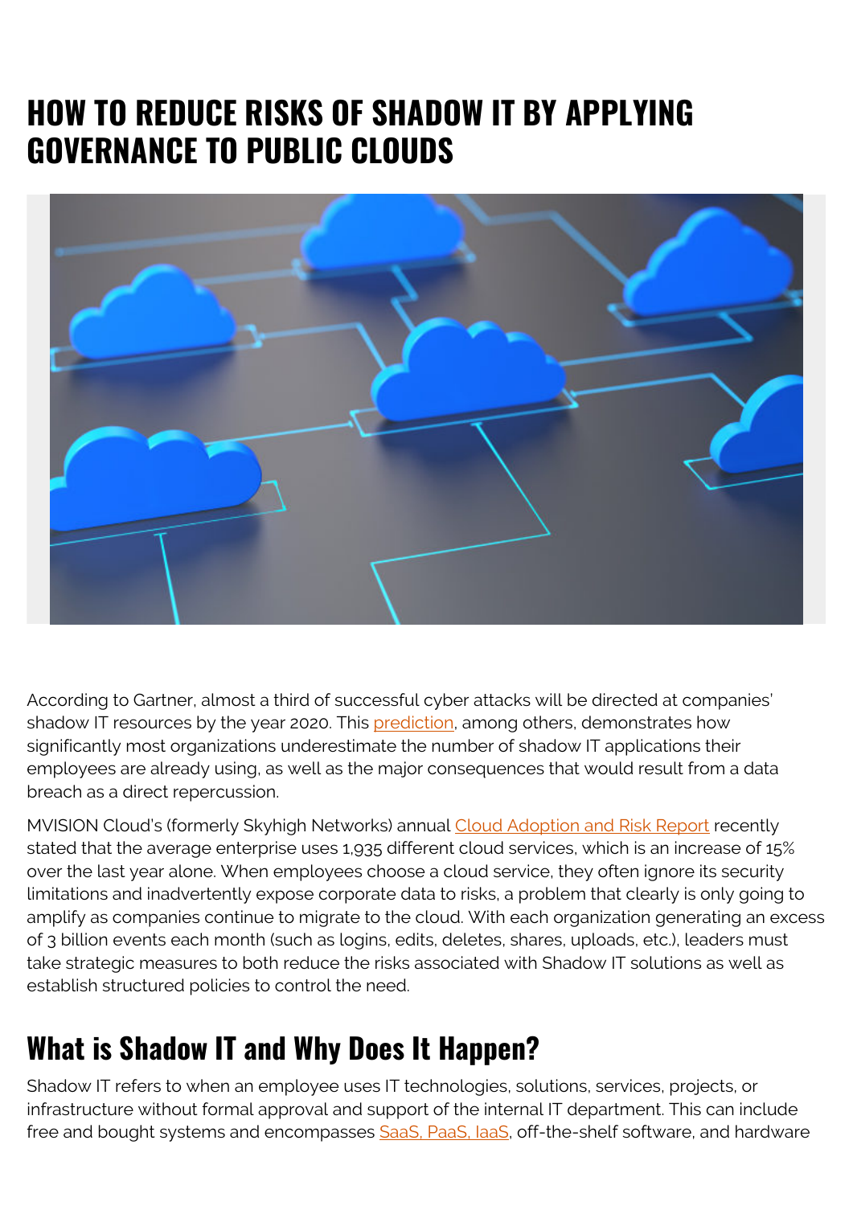# HOW TO REDUCE RISKS OF SHADOW IT BY APPLYING GOVERNANCE TO PUBLIC CLOUDS

According to Gartner, almost a third of successful cyber attacks will be directed at companies' shadow IT resources by the year 2020. This prediction, among others, demonstrates how significantly most organizations underestimate the number of shadow IT applications their employees are already using, as well as the major consequences that would result from a data breach as a direct repercussion.

MVISION Cloud's (formerly Skyhigh Networks) annual Cloud Adoption and Risk Report recently stated that the average enterprise uses 1,935 different cloud services, which is an increase of 15% over the last year alone. When employees choose a cloud service, they often ignore its security limitations and inadvertently expose corporate data to risks, a problem that clearly is only going to amplify as companies continue to migrate to the cloud. With each organization generating an excess of 3 billion events each month (such as logins, edits, deletes, shares, uploads, etc.), leaders must take strategic measures to both reduce the risks associated with Shadow IT solutions as well as establish structured policies to control the need.

## What is Shadow IT and Why Does It Happen?

Shadow IT refers to when an employee uses IT technologies, solutions, services, projects, or infrastructure without formal approval and support of the internal IT department. This can include free and bought systems and encompasses SaaS, PaaS, IaaS, off-the-shelf software, and hardware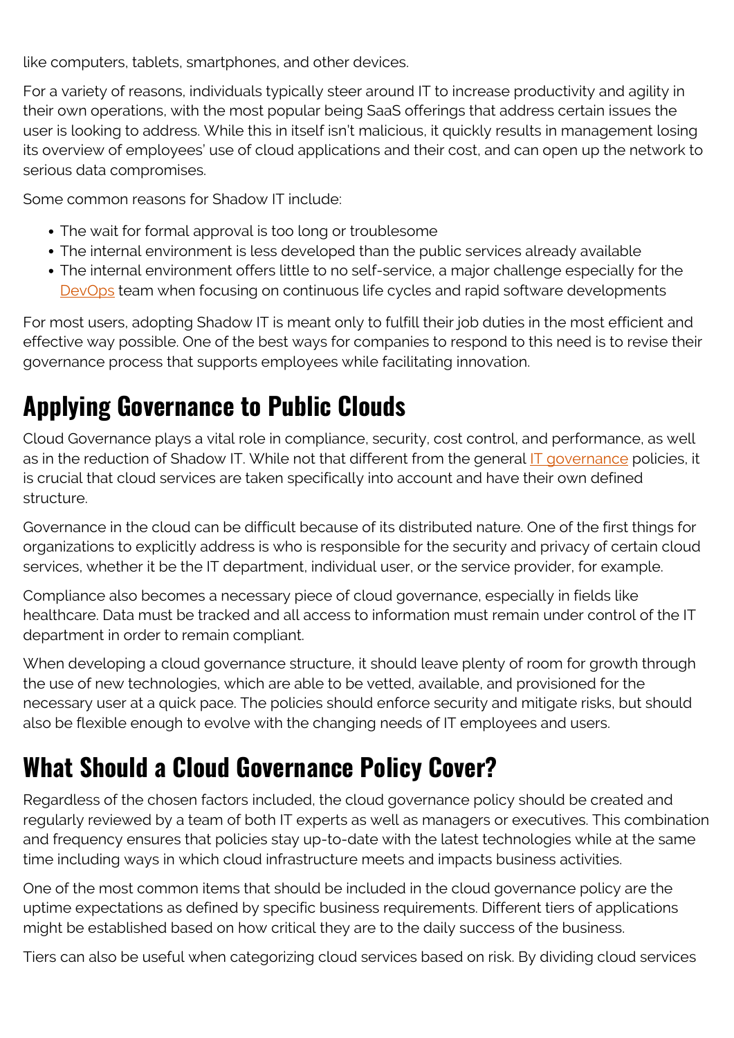like computers, tablets, smartphones, and other devices.

For a variety of reasons, individuals typically steer around IT to increase productivity and agility in their own operations, with the most popular being SaaS offerings that address certain issues the user is looking to address. While this in itself isn't malicious, it quickly results in management losing its overview of employees' use of cloud applications and their cost, and can open up the network to serious data compromises.

Some common reasons for Shadow IT include:

- The wait for formal approval is too long or troublesome
- The internal environment is less developed than the public services already available
- The internal environment offers little to no self-service, a major challenge especially for the DevOps team when focusing on continuous life cycles and rapid software developments

For most users, adopting Shadow IT is meant only to fulfill their job duties in the most efficient and effective way possible. One of the best ways for companies to respond to this need is to revise their governance process that supports employees while facilitating innovation.

## Applying Governance to Public Clouds

Cloud Governance plays a vital role in compliance, security, cost control, and performance, as well as in the reduction of Shadow IT. While not that different from the general IT governance policies, it is crucial that cloud services are taken specifically into account and have their own defined structure.

Governance in the cloud can be difficult because of its distributed nature. One of the first things for organizations to explicitly address is who is responsible for the security and privacy of certain cloud services, whether it be the IT department, individual user, or the service provider, for example.

Compliance also becomes a necessary piece of cloud governance, especially in fields like healthcare. Data must be tracked and all access to information must remain under control of the IT department in order to remain compliant.

When developing a cloud governance structure, it should leave plenty of room for growth through the use of new technologies, which are able to be vetted, available, and provisioned for the necessary user at a quick pace. The policies should enforce security and mitigate risks, but should also be flexible enough to evolve with the changing needs of IT employees and users.

## What Should a Cloud Governance Policy Cover?

Regardless of the chosen factors included, the cloud governance policy should be created and regularly reviewed by a team of both IT experts as well as managers or executives. This combination and frequency ensures that policies stay up-to-date with the latest technologies while at the same time including ways in which cloud infrastructure meets and impacts business activities.

One of the most common items that should be included in the cloud governance policy are the uptime expectations as defined by specific business requirements. Different tiers of applications might be established based on how critical they are to the daily success of the business.

Tiers can also be useful when categorizing cloud services based on risk. By dividing cloud services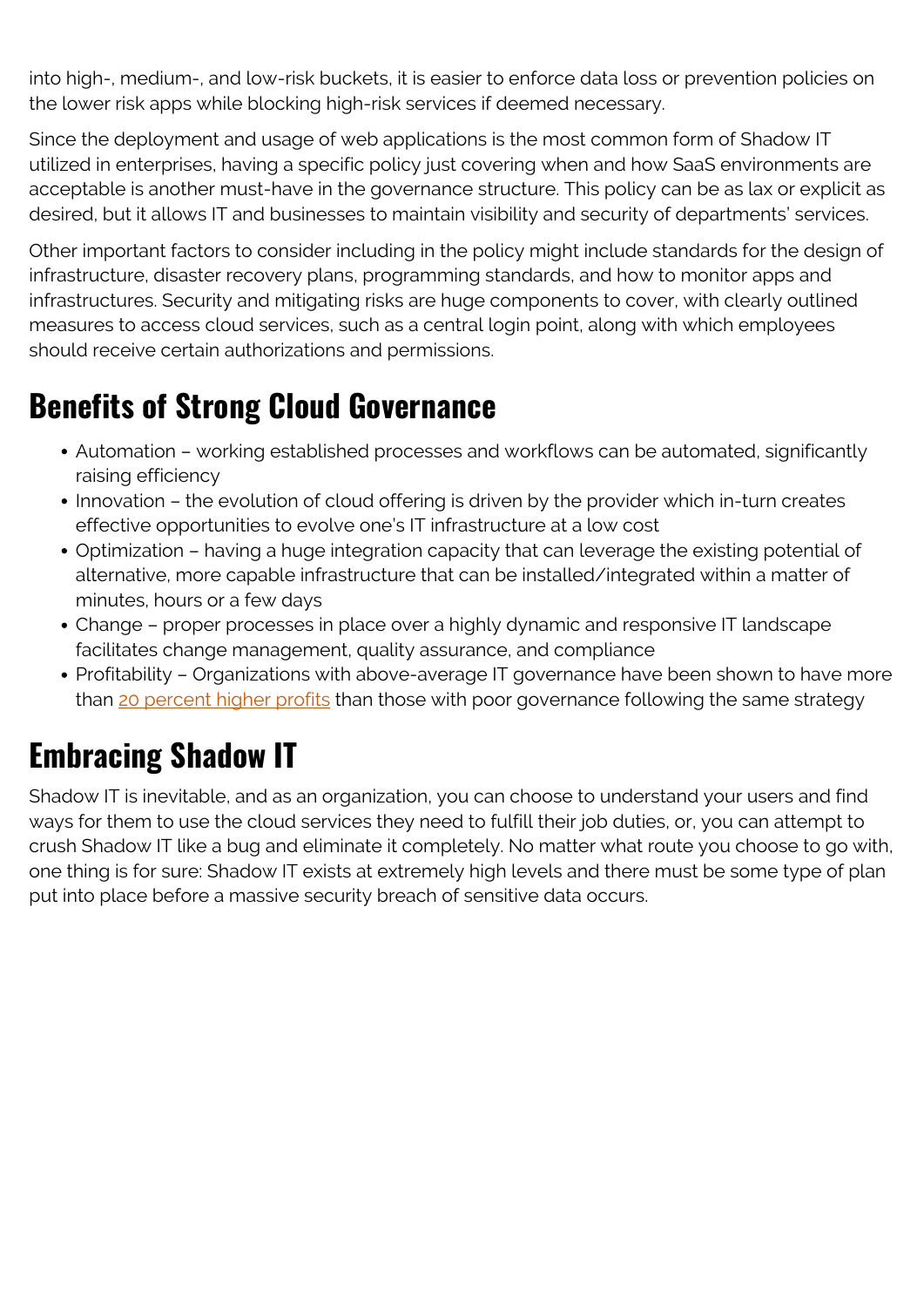into high-, medium-, and low-risk buckets, it is easier to enforce data loss or prevention policies on the lower risk apps while blocking high-risk services if deemed necessary.

Since the deployment and usage of web applications is the most common form of Shadow IT utilized in enterprises, having a specific policy just covering when and how SaaS environments are acceptable is another must-have in the governance structure. This policy can be as lax or explicit as desired, but it allows IT and businesses to maintain visibility and security of departments' services.

Other important factors to consider including in the policy might include standards for the design of infrastructure, disaster recovery plans, programming standards, and how to monitor apps and infrastructures. Security and mitigating risks are huge components to cover, with clearly outlined measures to access cloud services, such as a central login point, along with which employees should receive certain authorizations and permissions.

## Benefits of Strong Cloud Governance

- Automation – working established processes and workflows can be automated, significantly raising efficiency
- Innovation – the evolution of cloud offering is driven by the provider which in-turn creates effective opportunities to evolve one's IT infrastructure at a low cost
- Optimization – having a huge integration capacity that can leverage the existing potential of alternative, more capable infrastructure that can be installed/integrated within a matter of minutes, hours or a few days
- Change – proper processes in place over a highly dynamic and responsive IT landscape facilitates change management, quality assurance, and compliance
- Profitability – Organizations with above-average IT governance have been shown to have more than 20 percent higher profits than those with poor governance following the same strategy

## Embracing Shadow IT

Shadow IT is inevitable, and as an organization, you can choose to understand your users and find ways for them to use the cloud services they need to fulfill their job duties, or, you can attempt to crush Shadow IT like a bug and eliminate it completely. No matter what route you choose to go with, one thing is for sure: Shadow IT exists at extremely high levels and there must be some type of plan put into place before a massive security breach of sensitive data occurs.